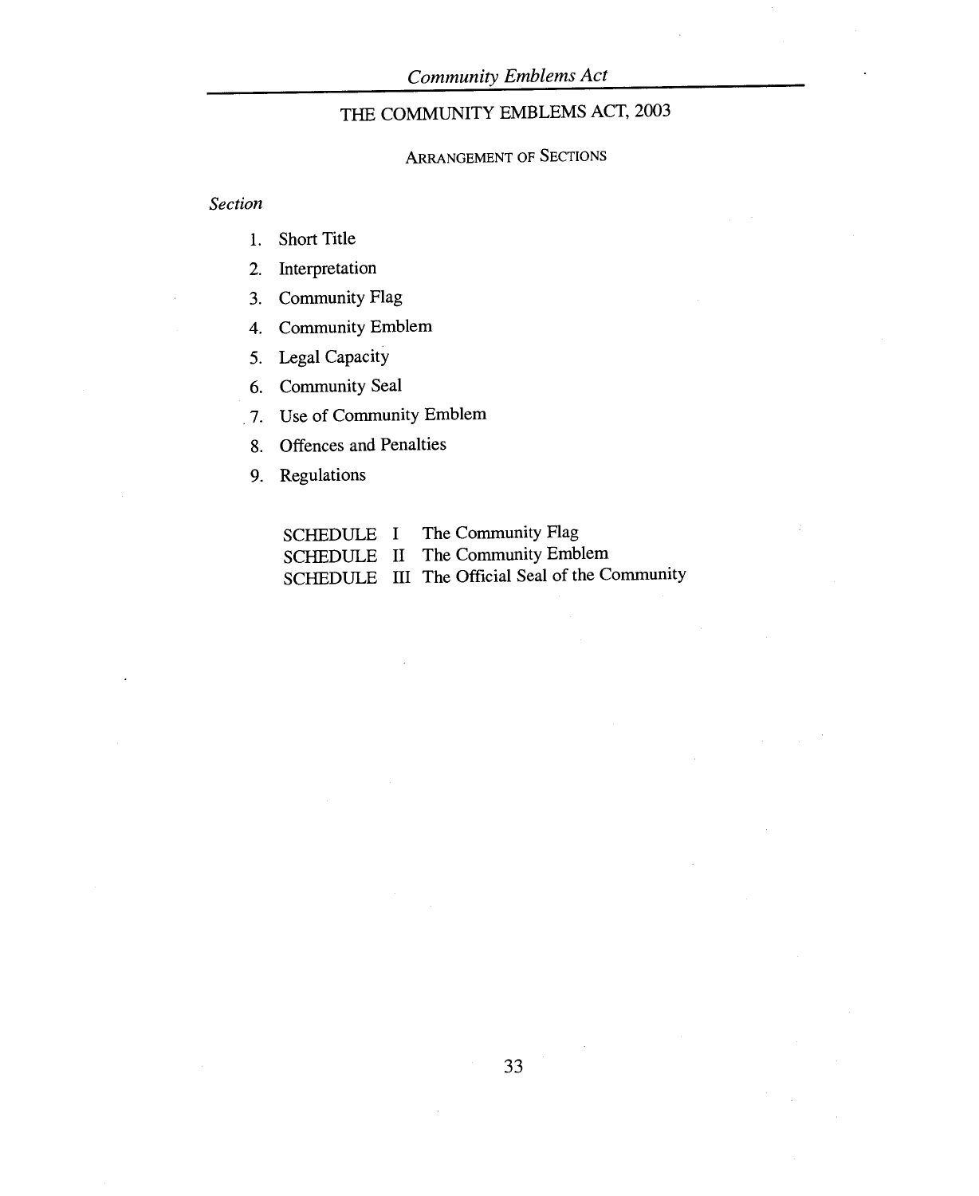# THE COMMUNITY EMBLEMS ACT, 2003

## ARRANGEMENT OF SECTIONS

*Section*

1. Short Title
2. Interpretation
3. Community Flag
4. Community Emblem
5. Legal Capacity
6. Community Seal
7. Use of Community Emblem
8. Offences and Penalties
9. Regulations

SCHEDULE I The Community Flag
SCHEDULE II The Community Emblem
SCHEDULE III The Official Seal of the Community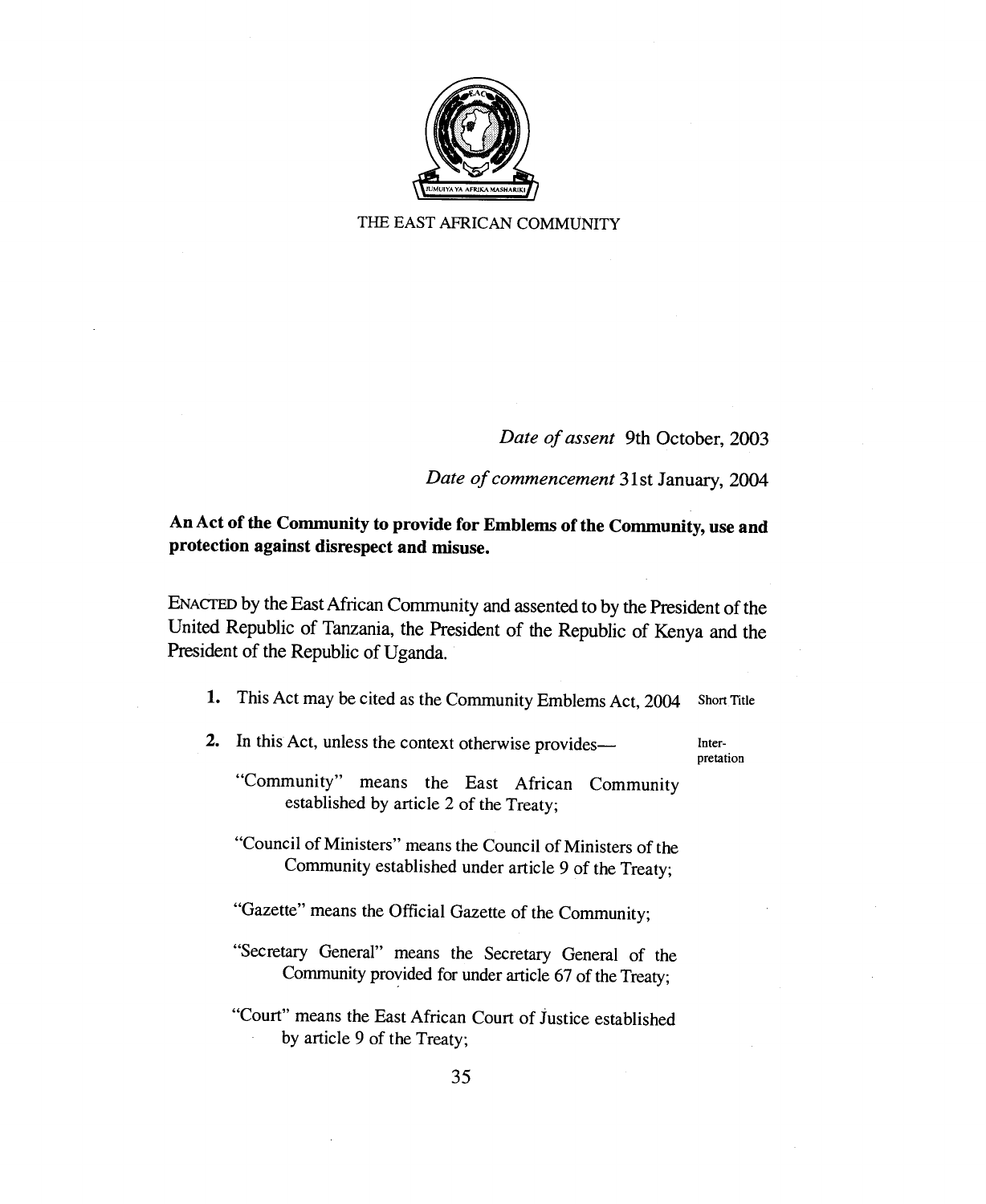THE EAST AFRICAN COMMUNITY

*Date of assent* 9th October, 2003

*Date of commencement* 31st January, 2004

**An Act of the Community to provide for Emblems of the Community, use and protection against disrespect and misuse.**

ENACTED by the East African Community and assented to by the President of the United Republic of Tanzania, the President of the Republic of Kenya and the President of the Republic of Uganda.

**1.** This Act may be cited as the Community Emblems Act, 2004 — Short Title

**2.** In this Act, unless the context otherwise provides— — Interpretation

"Community" means the East African Community established by article 2 of the Treaty;

"Council of Ministers" means the Council of Ministers of the Community established under article 9 of the Treaty;

"Gazette" means the Official Gazette of the Community;

"Secretary General" means the Secretary General of the Community provided for under article 67 of the Treaty;

"Court" means the East African Court of Justice established by article 9 of the Treaty;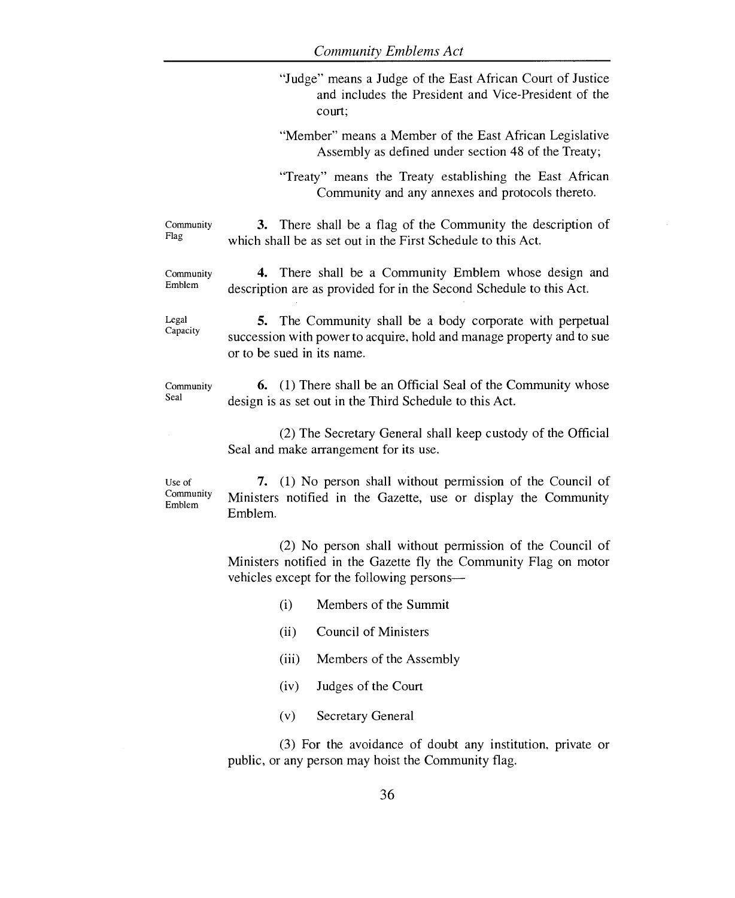"Judge" means a Judge of the East African Court of Justice and includes the President and Vice-President of the court;

"Member" means a Member of the East African Legislative Assembly as defined under section 48 of the Treaty;

"Treaty" means the Treaty establishing the East African Community and any annexes and protocols thereto.

Community Flag

**3.** There shall be a flag of the Community the description of which shall be as set out in the First Schedule to this Act.

Community Emblem

**4.** There shall be a Community Emblem whose design and description are as provided for in the Second Schedule to this Act.

Legal Capacity

**5.** The Community shall be a body corporate with perpetual succession with power to acquire, hold and manage property and to sue or to be sued in its name.

Community Seal

**6.** (1) There shall be an Official Seal of the Community whose design is as set out in the Third Schedule to this Act.

(2) The Secretary General shall keep custody of the Official Seal and make arrangement for its use.

Use of Community Emblem

**7.** (1) No person shall without permission of the Council of Ministers notified in the Gazette, use or display the Community Emblem.

(2) No person shall without permission of the Council of Ministers notified in the Gazette fly the Community Flag on motor vehicles except for the following persons—

(i) Members of the Summit

(ii) Council of Ministers

(iii) Members of the Assembly

(iv) Judges of the Court

(v) Secretary General

(3) For the avoidance of doubt any institution, private or public, or any person may hoist the Community flag.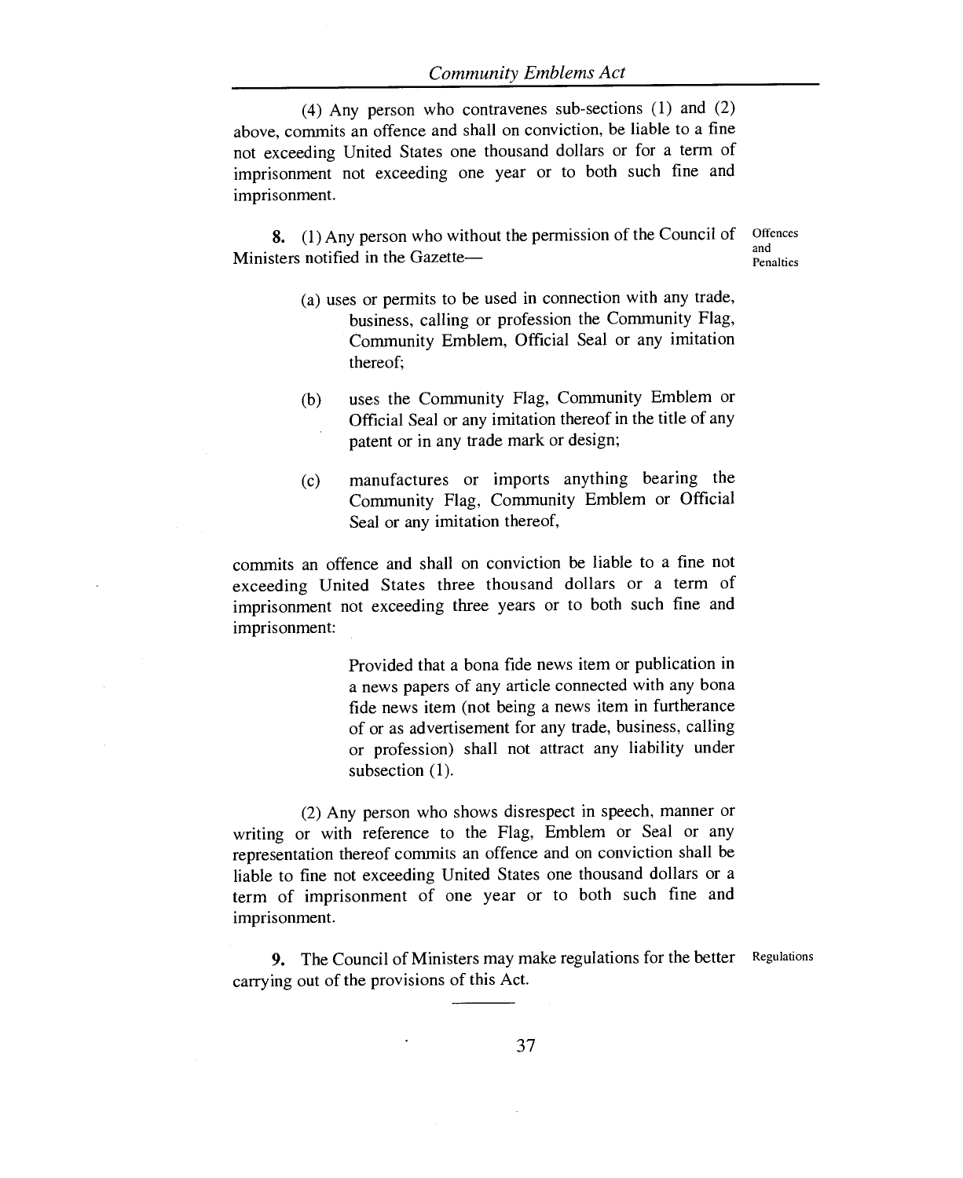(4) Any person who contravenes sub-sections (1) and (2) above, commits an offence and shall on conviction, be liable to a fine not exceeding United States one thousand dollars or for a term of imprisonment not exceeding one year or to both such fine and imprisonment.

**8.** (1) Any person who without the permission of the Council of Ministers notified in the Gazette— *Offences and Penalties*

(a) uses or permits to be used in connection with any trade, business, calling or profession the Community Flag, Community Emblem, Official Seal or any imitation thereof;

(b) uses the Community Flag, Community Emblem or Official Seal or any imitation thereof in the title of any patent or in any trade mark or design;

(c) manufactures or imports anything bearing the Community Flag, Community Emblem or Official Seal or any imitation thereof,

commits an offence and shall on conviction be liable to a fine not exceeding United States three thousand dollars or a term of imprisonment not exceeding three years or to both such fine and imprisonment:

> Provided that a bona fide news item or publication in a news papers of any article connected with any bona fide news item (not being a news item in furtherance of or as advertisement for any trade, business, calling or profession) shall not attract any liability under subsection (1).

(2) Any person who shows disrespect in speech, manner or writing or with reference to the Flag, Emblem or Seal or any representation thereof commits an offence and on conviction shall be liable to fine not exceeding United States one thousand dollars or a term of imprisonment of one year or to both such fine and imprisonment.

**9.** The Council of Ministers may make regulations for the better carrying out of the provisions of this Act. *Regulations*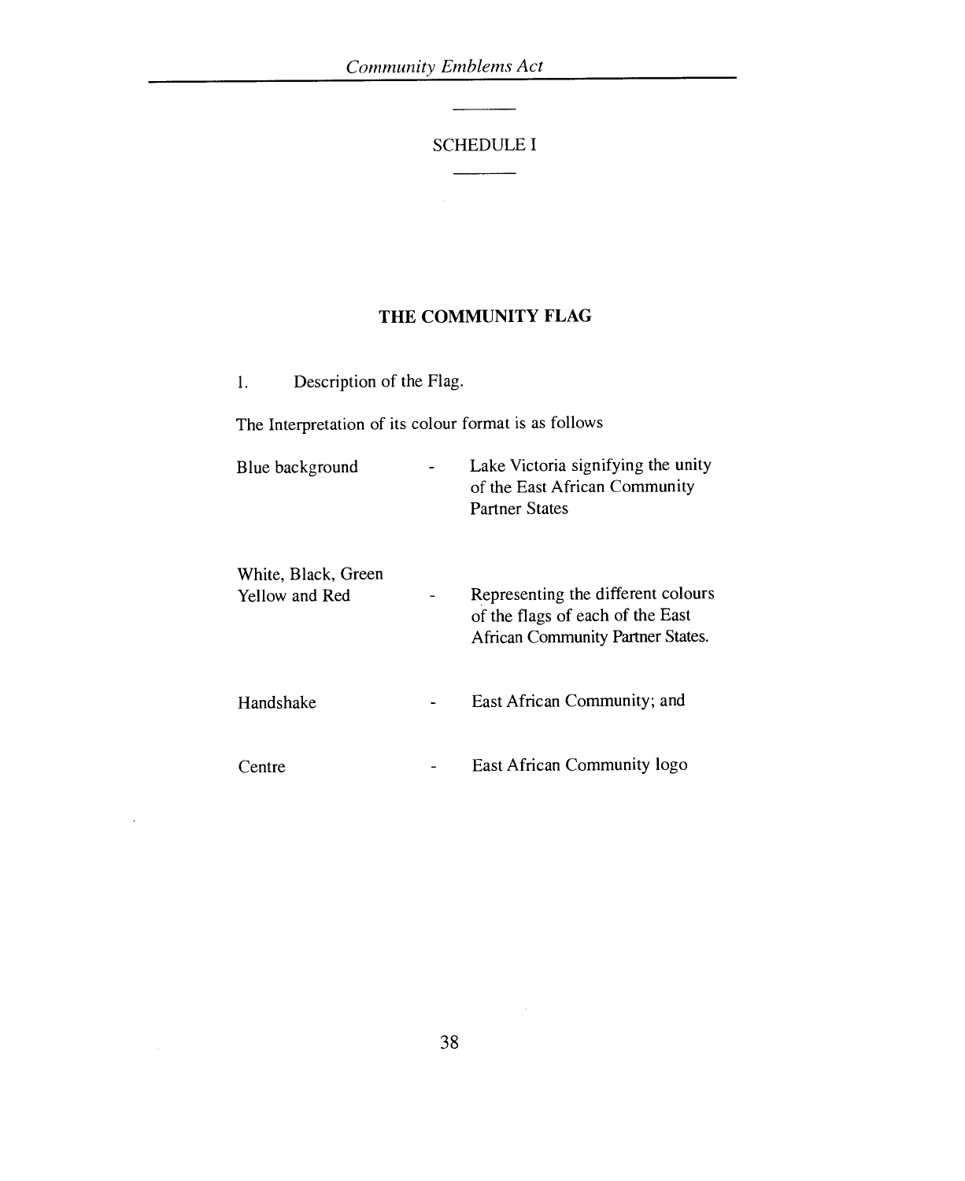## SCHEDULE I

### THE COMMUNITY FLAG

1. Description of the Flag.

The Interpretation of its colour format is as follows

| | | |
|---|---|---|
| Blue background | - | Lake Victoria signifying the unity of the East African Community Partner States |
| White, Black, Green Yellow and Red | - | Representing the different colours of the flags of each of the East African Community Partner States. |
| Handshake | - | East African Community; and |
| Centre | - | East African Community logo |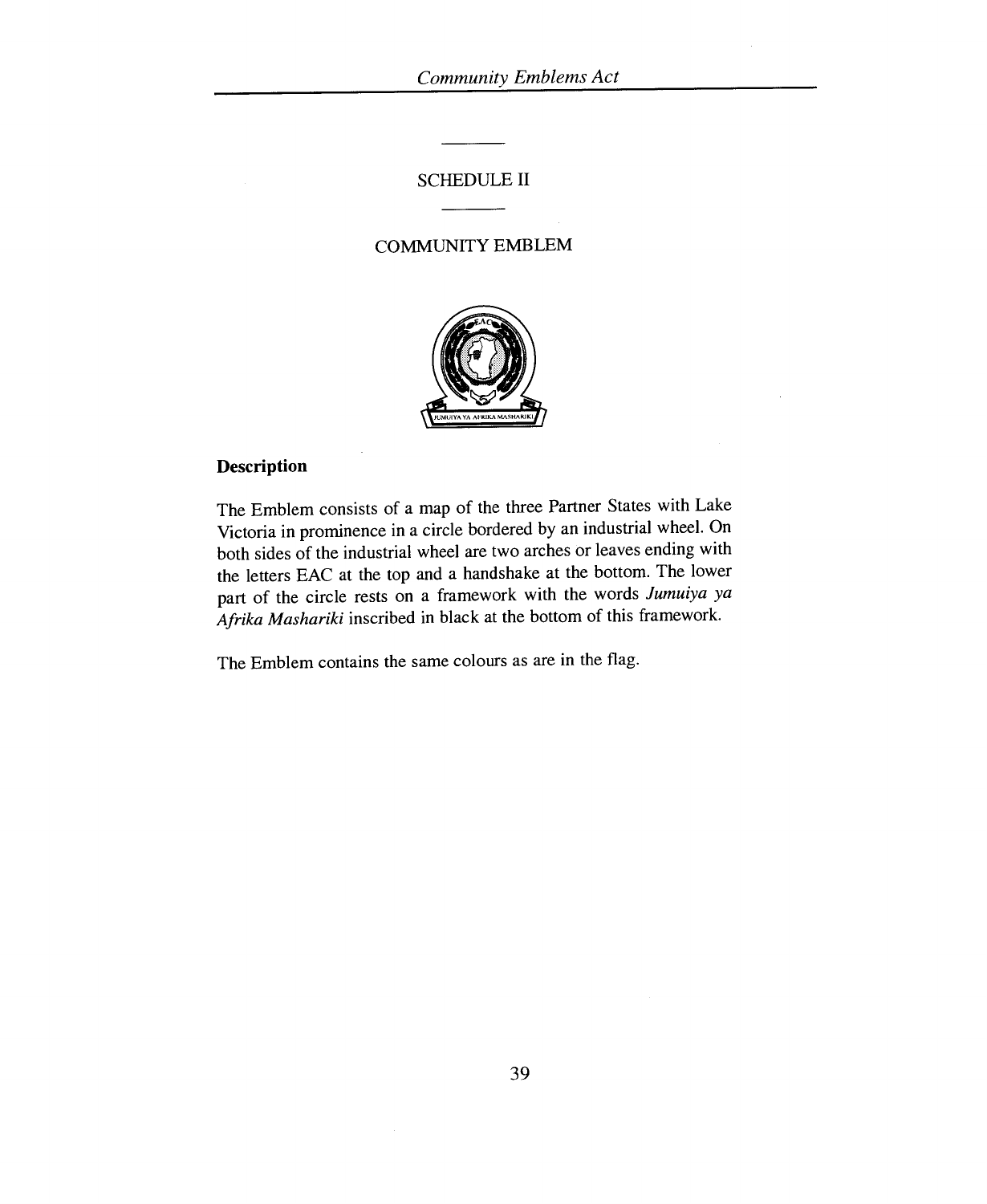## SCHEDULE II

### COMMUNITY EMBLEM

### Description

The Emblem consists of a map of the three Partner States with Lake Victoria in prominence in a circle bordered by an industrial wheel. On both sides of the industrial wheel are two arches or leaves ending with the letters EAC at the top and a handshake at the bottom. The lower part of the circle rests on a framework with the words *Jumuiya ya Afrika Mashariki* inscribed in black at the bottom of this framework.

The Emblem contains the same colours as are in the flag.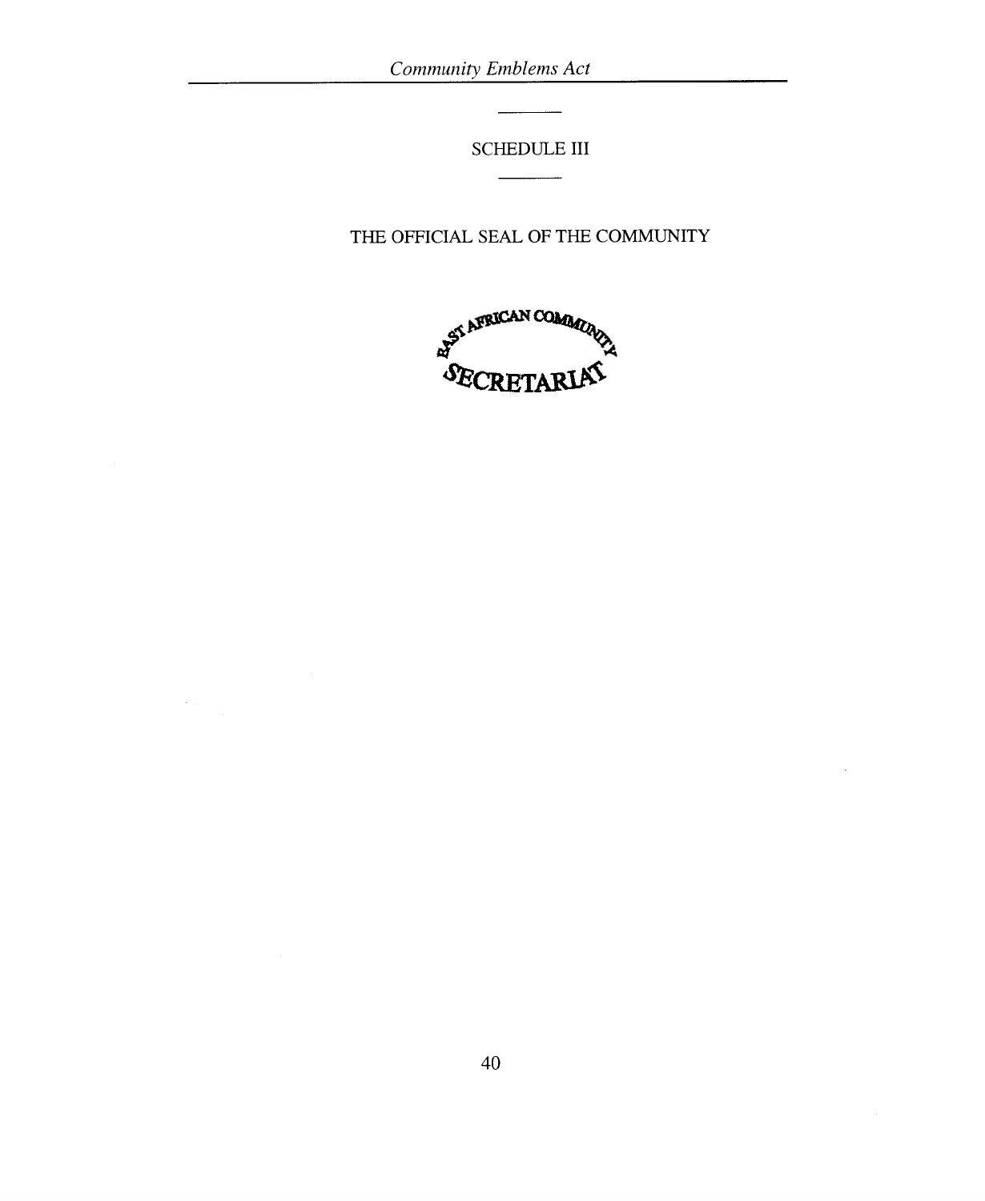## SCHEDULE III

### THE OFFICIAL SEAL OF THE COMMUNITY

EAST AFRICAN COMMUNITY

SECRETARIAT